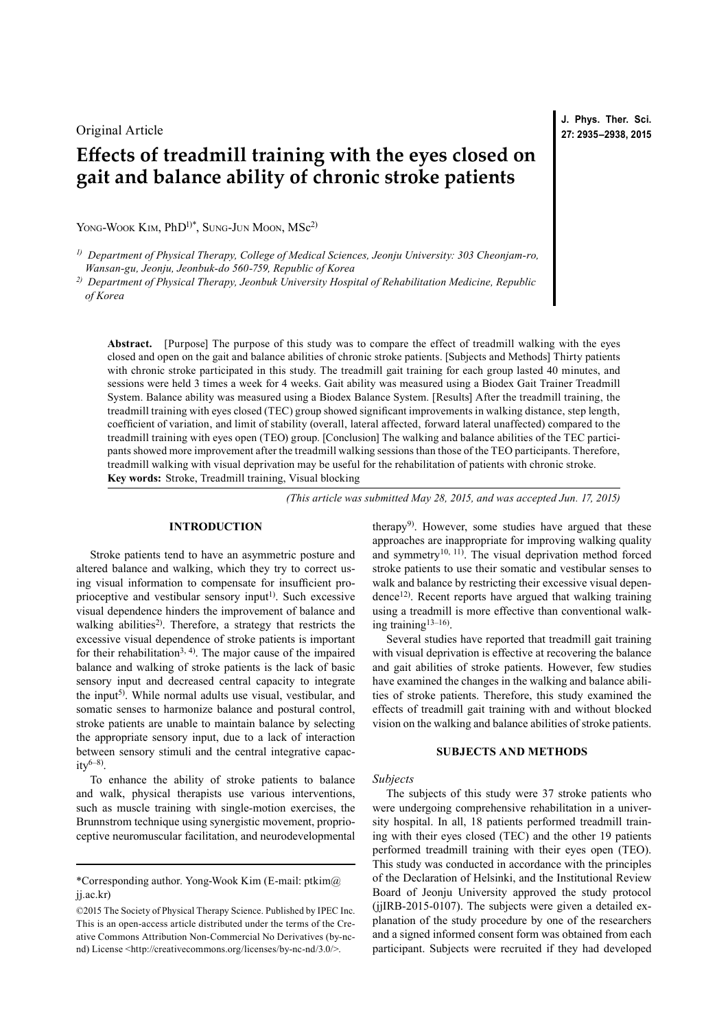Original Article

# Effects of treadmill training with the eyes closed on gait and balance ability of chronic stroke patients

Yong-Wook Kim, PhD[1)*], Sung-Jun Moon, MSc[2)]

[1)] *Department of Physical Therapy, College of Medical Sciences, Jeonju University: 303 Cheonjam-ro, Wansan-gu, Jeonju, Jeonbuk-do 560-759, Republic of Korea*

[2)] *Department of Physical Therapy, Jeonbuk University Hospital of Rehabilitation Medicine, Republic of Korea*

**Abstract.** [Purpose] The purpose of this study was to compare the effect of treadmill walking with the eyes closed and open on the gait and balance abilities of chronic stroke patients. [Subjects and Methods] Thirty patients with chronic stroke participated in this study. The treadmill gait training for each group lasted 40 minutes, and sessions were held 3 times a week for 4 weeks. Gait ability was measured using a Biodex Gait Trainer Treadmill System. Balance ability was measured using a Biodex Balance System. [Results] After the treadmill training, the treadmill training with eyes closed (TEC) group showed significant improvements in walking distance, step length, coefficient of variation, and limit of stability (overall, lateral affected, forward lateral unaffected) compared to the treadmill training with eyes open (TEO) group. [Conclusion] The walking and balance abilities of the TEC participants showed more improvement after the treadmill walking sessions than those of the TEO participants. Therefore, treadmill walking with visual deprivation may be useful for the rehabilitation of patients with chronic stroke.
**Key words:** Stroke, Treadmill training, Visual blocking

*(This article was submitted May 28, 2015, and was accepted Jun. 17, 2015)*

## INTRODUCTION

Stroke patients tend to have an asymmetric posture and altered balance and walking, which they try to correct using visual information to compensate for insufficient proprioceptive and vestibular sensory input[1)]. Such excessive visual dependence hinders the improvement of balance and walking abilities[2)]. Therefore, a strategy that restricts the excessive visual dependence of stroke patients is important for their rehabilitation[3, 4)]. The major cause of the impaired balance and walking of stroke patients is the lack of basic sensory input and decreased central capacity to integrate the input[5)]. While normal adults use visual, vestibular, and somatic senses to harmonize balance and postural control, stroke patients are unable to maintain balance by selecting the appropriate sensory input, due to a lack of interaction between sensory stimuli and the central integrative capacity[6–8)].

To enhance the ability of stroke patients to balance and walk, physical therapists use various interventions, such as muscle training with single-motion exercises, the Brunnstrom technique using synergistic movement, proprioceptive neuromuscular facilitation, and neurodevelopmental therapy[9)]. However, some studies have argued that these approaches are inappropriate for improving walking quality and symmetry[10, 11)]. The visual deprivation method forced stroke patients to use their somatic and vestibular senses to walk and balance by restricting their excessive visual dependence[12)]. Recent reports have argued that walking training using a treadmill is more effective than conventional walking training[13–16)].

Several studies have reported that treadmill gait training with visual deprivation is effective at recovering the balance and gait abilities of stroke patients. However, few studies have examined the changes in the walking and balance abilities of stroke patients. Therefore, this study examined the effects of treadmill gait training with and without blocked vision on the walking and balance abilities of stroke patients.

## SUBJECTS AND METHODS

### *Subjects*

The subjects of this study were 37 stroke patients who were undergoing comprehensive rehabilitation in a university hospital. In all, 18 patients performed treadmill training with their eyes closed (TEC) and the other 19 patients performed treadmill training with their eyes open (TEO). This study was conducted in accordance with the principles of the Declaration of Helsinki, and the Institutional Review Board of Jeonju University approved the study protocol (jjIRB-2015-0107). The subjects were given a detailed explanation of the study procedure by one of the researchers and a signed informed consent form was obtained from each participant. Subjects were recruited if they had developed

*Corresponding author. Yong-Wook Kim (E-mail: ptkim@jj.ac.kr)

©2015 The Society of Physical Therapy Science. Published by IPEC Inc. This is an open-access article distributed under the terms of the Creative Commons Attribution Non-Commercial No Derivatives (by-nc-nd) License <http://creativecommons.org/licenses/by-nc-nd/3.0/>.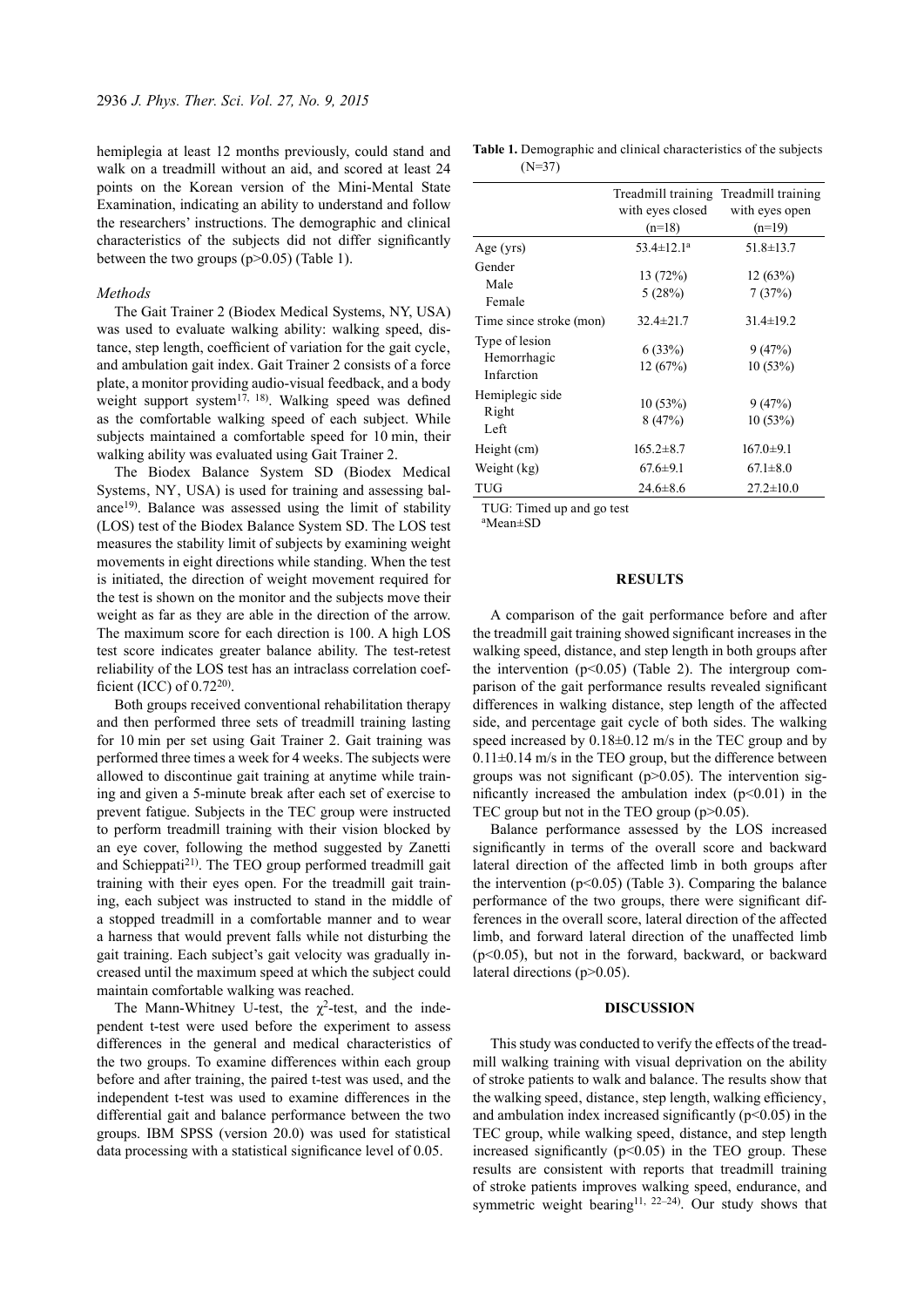hemiplegia at least 12 months previously, could stand and walk on a treadmill without an aid, and scored at least 24 points on the Korean version of the Mini-Mental State Examination, indicating an ability to understand and follow the researchers' instructions. The demographic and clinical characteristics of the subjects did not differ significantly between the two groups ($p>0.05$) (Table 1).

### *Methods*

The Gait Trainer 2 (Biodex Medical Systems, NY, USA) was used to evaluate walking ability: walking speed, distance, step length, coefficient of variation for the gait cycle, and ambulation gait index. Gait Trainer 2 consists of a force plate, a monitor providing audio-visual feedback, and a body weight support system[17, 18]. Walking speed was defined as the comfortable walking speed of each subject. While subjects maintained a comfortable speed for 10 min, their walking ability was evaluated using Gait Trainer 2.

The Biodex Balance System SD (Biodex Medical Systems, NY, USA) is used for training and assessing balance[19]. Balance was assessed using the limit of stability (LOS) test of the Biodex Balance System SD. The LOS test measures the stability limit of subjects by examining weight movements in eight directions while standing. When the test is initiated, the direction of weight movement required for the test is shown on the monitor and the subjects move their weight as far as they are able in the direction of the arrow. The maximum score for each direction is 100. A high LOS test score indicates greater balance ability. The test-retest reliability of the LOS test has an intraclass correlation coefficient (ICC) of 0.72[20].

Both groups received conventional rehabilitation therapy and then performed three sets of treadmill training lasting for 10 min per set using Gait Trainer 2. Gait training was performed three times a week for 4 weeks. The subjects were allowed to discontinue gait training at anytime while training and given a 5-minute break after each set of exercise to prevent fatigue. Subjects in the TEC group were instructed to perform treadmill training with their vision blocked by an eye cover, following the method suggested by Zanetti and Schieppati[21]. The TEO group performed treadmill gait training with their eyes open. For the treadmill gait training, each subject was instructed to stand in the middle of a stopped treadmill in a comfortable manner and to wear a harness that would prevent falls while not disturbing the gait training. Each subject's gait velocity was gradually increased until the maximum speed at which the subject could maintain comfortable walking was reached.

The Mann-Whitney U-test, the $\chi^2$-test, and the independent t-test were used before the experiment to assess differences in the general and medical characteristics of the two groups. To examine differences within each group before and after training, the paired t-test was used, and the independent t-test was used to examine differences in the differential gait and balance performance between the two groups. IBM SPSS (version 20.0) was used for statistical data processing with a statistical significance level of 0.05.

**Table 1.** Demographic and clinical characteristics of the subjects (N=37)

| | Treadmill training with eyes closed (n=18) | Treadmill training with eyes open (n=19) |
|---|---|---|
| Age (yrs) | 53.4±12.1[a] | 51.8±13.7 |
| Gender | | |
| Male | 13 (72%) | 12 (63%) |
| Female | 5 (28%) | 7 (37%) |
| Time since stroke (mon) | 32.4±21.7 | 31.4±19.2 |
| Type of lesion | | |
| Hemorrhagic | 6 (33%) | 9 (47%) |
| Infarction | 12 (67%) | 10 (53%) |
| Hemiplegic side | | |
| Right | 10 (53%) | 9 (47%) |
| Left | 8 (47%) | 10 (53%) |
| Height (cm) | 165.2±8.7 | 167.0±9.1 |
| Weight (kg) | 67.6±9.1 | 67.1±8.0 |
| TUG | 24.6±8.6 | 27.2±10.0 |

TUG: Timed up and go test
[a]Mean±SD

## RESULTS

A comparison of the gait performance before and after the treadmill gait training showed significant increases in the walking speed, distance, and step length in both groups after the intervention ($p<0.05$) (Table 2). The intergroup comparison of the gait performance results revealed significant differences in walking distance, step length of the affected side, and percentage gait cycle of both sides. The walking speed increased by 0.18±0.12 m/s in the TEC group and by 0.11±0.14 m/s in the TEO group, but the difference between groups was not significant ($p>0.05$). The intervention significantly increased the ambulation index ($p<0.01$) in the TEC group but not in the TEO group ($p>0.05$).

Balance performance assessed by the LOS increased significantly in terms of the overall score and backward lateral direction of the affected limb in both groups after the intervention ($p<0.05$) (Table 3). Comparing the balance performance of the two groups, there were significant differences in the overall score, lateral direction of the affected limb, and forward lateral direction of the unaffected limb ($p<0.05$), but not in the forward, backward, or backward lateral directions ($p>0.05$).

## DISCUSSION

This study was conducted to verify the effects of the treadmill walking training with visual deprivation on the ability of stroke patients to walk and balance. The results show that the walking speed, distance, step length, walking efficiency, and ambulation index increased significantly ($p<0.05$) in the TEC group, while walking speed, distance, and step length increased significantly ($p<0.05$) in the TEO group. These results are consistent with reports that treadmill training of stroke patients improves walking speed, endurance, and symmetric weight bearing[11, 22–24]. Our study shows that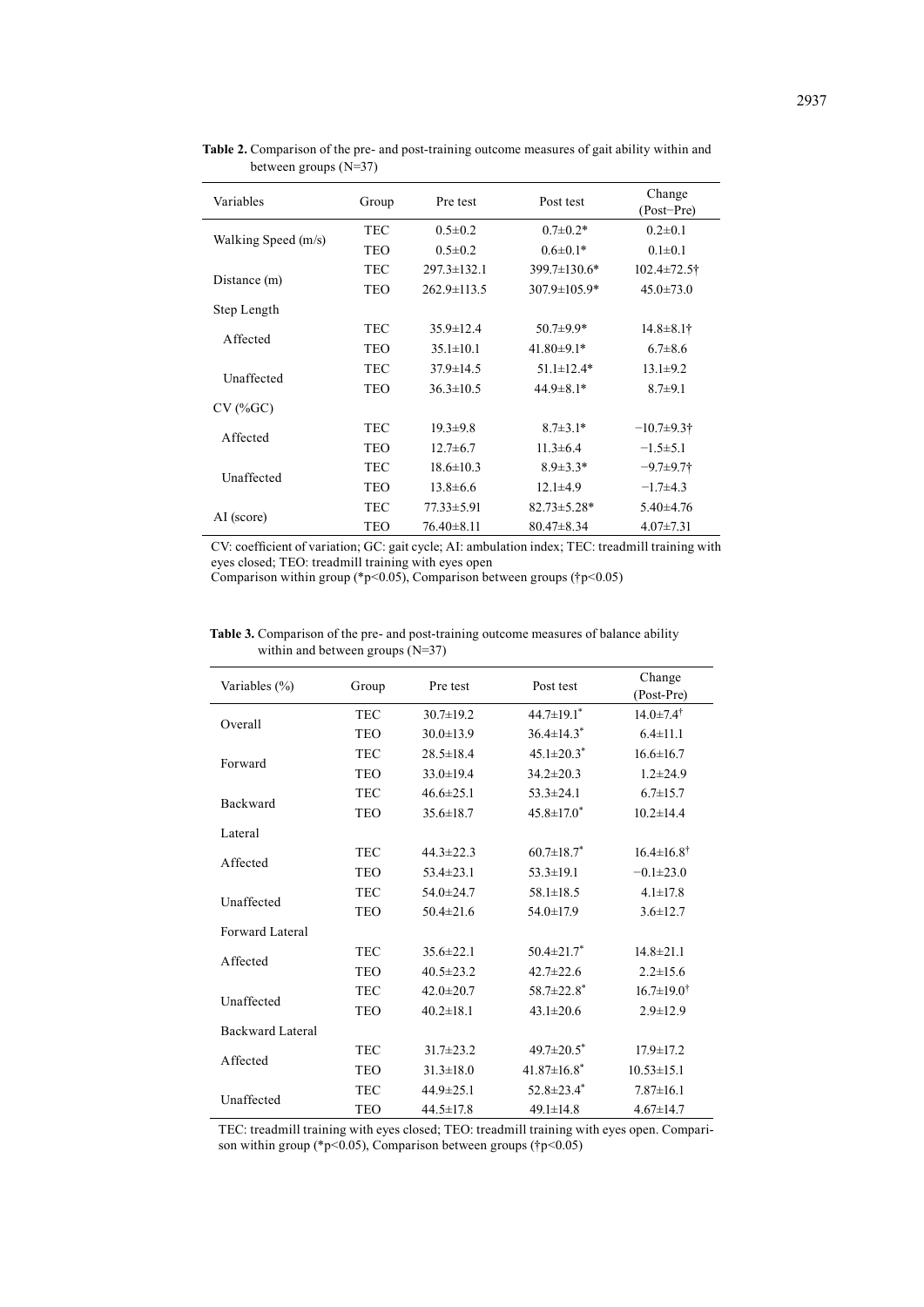**Table 2.** Comparison of the pre- and post-training outcome measures of gait ability within and between groups (N=37)

| Variables | Group | Pre test | Post test | Change (Post−Pre) |
|---|---|---|---|---|
| Walking Speed (m/s) | TEC | 0.5±0.2 | 0.7±0.2* | 0.2±0.1 |
| | TEO | 0.5±0.2 | 0.6±0.1* | 0.1±0.1 |
| Distance (m) | TEC | 297.3±132.1 | 399.7±130.6* | 102.4±72.5† |
| | TEO | 262.9±113.5 | 307.9±105.9* | 45.0±73.0 |
| Step Length | | | | |
| Affected | TEC | 35.9±12.4 | 50.7±9.9* | 14.8±8.1† |
| | TEO | 35.1±10.1 | 41.80±9.1* | 6.7±8.6 |
| Unaffected | TEC | 37.9±14.5 | 51.1±12.4* | 13.1±9.2 |
| | TEO | 36.3±10.5 | 44.9±8.1* | 8.7±9.1 |
| CV (%GC) | | | | |
| Affected | TEC | 19.3±9.8 | 8.7±3.1* | −10.7±9.3† |
| | TEO | 12.7±6.7 | 11.3±6.4 | −1.5±5.1 |
| Unaffected | TEC | 18.6±10.3 | 8.9±3.3* | −9.7±9.7† |
| | TEO | 13.8±6.6 | 12.1±4.9 | −1.7±4.3 |
| AI (score) | TEC | 77.33±5.91 | 82.73±5.28* | 5.40±4.76 |
| | TEO | 76.40±8.11 | 80.47±8.34 | 4.07±7.31 |

CV: coefficient of variation; GC: gait cycle; AI: ambulation index; TEC: treadmill training with eyes closed; TEO: treadmill training with eyes open
Comparison within group (*p<0.05), Comparison between groups (†p<0.05)

**Table 3.** Comparison of the pre- and post-training outcome measures of balance ability within and between groups (N=37)

| Variables (%) | Group | Pre test | Post test | Change (Post-Pre) |
|---|---|---|---|---|
| Overall | TEC | 30.7±19.2 | 44.7±19.1* | 14.0±7.4† |
| | TEO | 30.0±13.9 | 36.4±14.3* | 6.4±11.1 |
| Forward | TEC | 28.5±18.4 | 45.1±20.3* | 16.6±16.7 |
| | TEO | 33.0±19.4 | 34.2±20.3 | 1.2±24.9 |
| Backward | TEC | 46.6±25.1 | 53.3±24.1 | 6.7±15.7 |
| | TEO | 35.6±18.7 | 45.8±17.0* | 10.2±14.4 |
| Lateral | | | | |
| Affected | TEC | 44.3±22.3 | 60.7±18.7* | 16.4±16.8† |
| | TEO | 53.4±23.1 | 53.3±19.1 | −0.1±23.0 |
| Unaffected | TEC | 54.0±24.7 | 58.1±18.5 | 4.1±17.8 |
| | TEO | 50.4±21.6 | 54.0±17.9 | 3.6±12.7 |
| Forward Lateral | | | | |
| Affected | TEC | 35.6±22.1 | 50.4±21.7* | 14.8±21.1 |
| | TEO | 40.5±23.2 | 42.7±22.6 | 2.2±15.6 |
| Unaffected | TEC | 42.0±20.7 | 58.7±22.8* | 16.7±19.0† |
| | TEO | 40.2±18.1 | 43.1±20.6 | 2.9±12.9 |
| Backward Lateral | | | | |
| Affected | TEC | 31.7±23.2 | 49.7±20.5* | 17.9±17.2 |
| | TEO | 31.3±18.0 | 41.87±16.8* | 10.53±15.1 |
| Unaffected | TEC | 44.9±25.1 | 52.8±23.4* | 7.87±16.1 |
| | TEO | 44.5±17.8 | 49.1±14.8 | 4.67±14.7 |

TEC: treadmill training with eyes closed; TEO: treadmill training with eyes open. Comparison within group (*p<0.05), Comparison between groups (†p<0.05)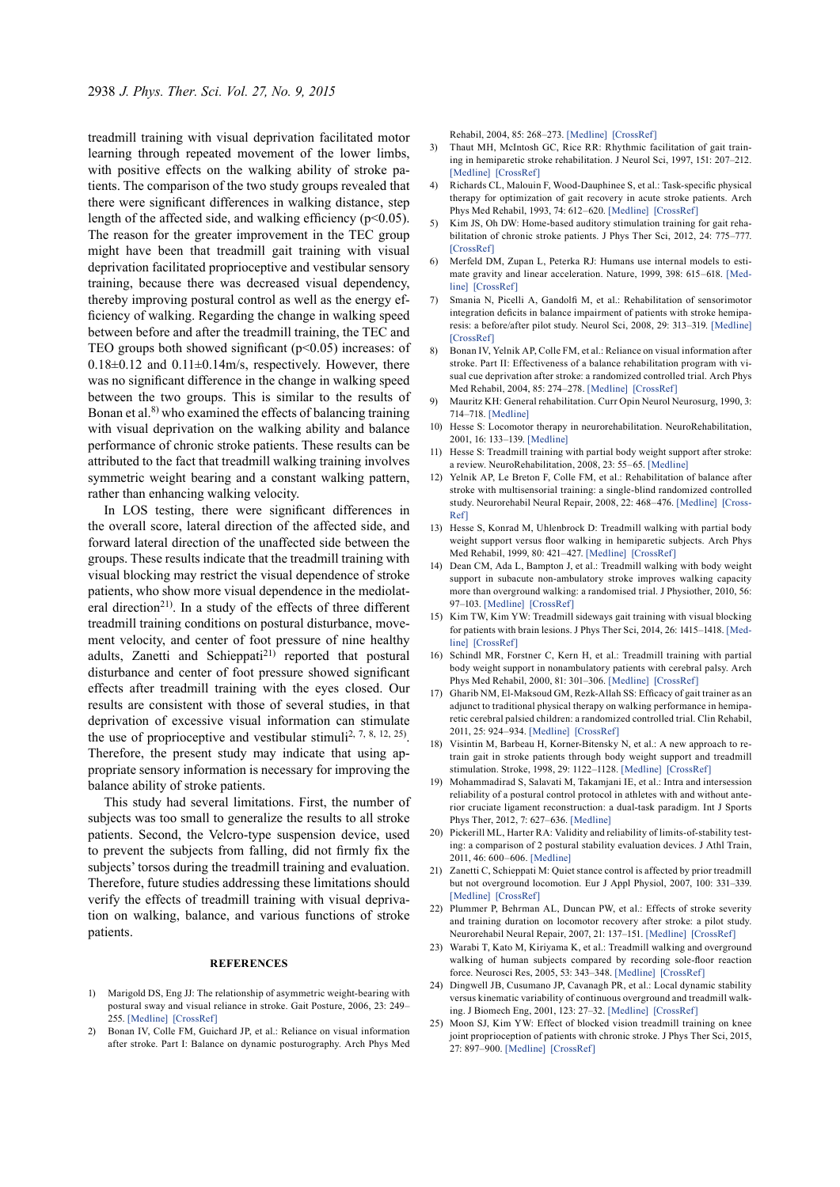treadmill training with visual deprivation facilitated motor learning through repeated movement of the lower limbs, with positive effects on the walking ability of stroke patients. The comparison of the two study groups revealed that there were significant differences in walking distance, step length of the affected side, and walking efficiency ($p<0.05$). The reason for the greater improvement in the TEC group might have been that treadmill gait training with visual deprivation facilitated proprioceptive and vestibular sensory training, because there was decreased visual dependency, thereby improving postural control as well as the energy efficiency of walking. Regarding the change in walking speed between before and after the treadmill training, the TEC and TEO groups both showed significant ($p<0.05$) increases: of $0.18\pm0.12$ and $0.11\pm0.14$m/s, respectively. However, there was no significant difference in the change in walking speed between the two groups. This is similar to the results of Bonan et al.[8] who examined the effects of balancing training with visual deprivation on the walking ability and balance performance of chronic stroke patients. These results can be attributed to the fact that treadmill walking training involves symmetric weight bearing and a constant walking pattern, rather than enhancing walking velocity.

In LOS testing, there were significant differences in the overall score, lateral direction of the affected side, and forward lateral direction of the unaffected side between the groups. These results indicate that the treadmill training with visual blocking may restrict the visual dependence of stroke patients, who show more visual dependence in the mediolateral direction[21]. In a study of the effects of three different treadmill training conditions on postural disturbance, movement velocity, and center of foot pressure of nine healthy adults, Zanetti and Schieppati[21] reported that postural disturbance and center of foot pressure showed significant effects after treadmill training with the eyes closed. Our results are consistent with those of several studies, in that deprivation of excessive visual information can stimulate the use of proprioceptive and vestibular stimuli[2, 7, 8, 12, 25]. Therefore, the present study may indicate that using appropriate sensory information is necessary for improving the balance ability of stroke patients.

This study had several limitations. First, the number of subjects was too small to generalize the results to all stroke patients. Second, the Velcro-type suspension device, used to prevent the subjects from falling, did not firmly fix the subjects' torsos during the treadmill training and evaluation. Therefore, future studies addressing these limitations should verify the effects of treadmill training with visual deprivation on walking, balance, and various functions of stroke patients.

## REFERENCES

1) Marigold DS, Eng JJ: The relationship of asymmetric weight-bearing with postural sway and visual reliance in stroke. Gait Posture, 2006, 23: 249–255. [Medline] [CrossRef]
2) Bonan IV, Colle FM, Guichard JP, et al.: Reliance on visual information after stroke. Part I: Balance on dynamic posturography. Arch Phys Med Rehabil, 2004, 85: 268–273. [Medline] [CrossRef]
3) Thaut MH, McIntosh GC, Rice RR: Rhythmic facilitation of gait training in hemiparetic stroke rehabilitation. J Neurol Sci, 1997, 151: 207–212. [Medline] [CrossRef]
4) Richards CL, Malouin F, Wood-Dauphinee S, et al.: Task-specific physical therapy for optimization of gait recovery in acute stroke patients. Arch Phys Med Rehabil, 1993, 74: 612–620. [Medline] [CrossRef]
5) Kim JS, Oh DW: Home-based auditory stimulation training for gait rehabilitation of chronic stroke patients. J Phys Ther Sci, 2012, 24: 775–777. [CrossRef]
6) Merfeld DM, Zupan L, Peterka RJ: Humans use internal models to estimate gravity and linear acceleration. Nature, 1999, 398: 615–618. [Medline] [CrossRef]
7) Smania N, Picelli A, Gandolfi M, et al.: Rehabilitation of sensorimotor integration deficits in balance impairment of patients with stroke hemiparesis: a before/after pilot study. Neurol Sci, 2008, 29: 313–319. [Medline] [CrossRef]
8) Bonan IV, Yelnik AP, Colle FM, et al.: Reliance on visual information after stroke. Part II: Effectiveness of a balance rehabilitation program with visual cue deprivation after stroke: a randomized controlled trial. Arch Phys Med Rehabil, 2004, 85: 274–278. [Medline] [CrossRef]
9) Mauritz KH: General rehabilitation. Curr Opin Neurol Neurosurg, 1990, 3: 714–718. [Medline]
10) Hesse S: Locomotor therapy in neurorehabilitation. NeuroRehabilitation, 2001, 16: 133–139. [Medline]
11) Hesse S: Treadmill training with partial body weight support after stroke: a review. NeuroRehabilitation, 2008, 23: 55–65. [Medline]
12) Yelnik AP, Le Breton F, Colle FM, et al.: Rehabilitation of balance after stroke with multisensorial training: a single-blind randomized controlled study. Neurorehabil Neural Repair, 2008, 22: 468–476. [Medline] [CrossRef]
13) Hesse S, Konrad M, Uhlenbrock D: Treadmill walking with partial body weight support versus floor walking in hemiparetic subjects. Arch Phys Med Rehabil, 1999, 80: 421–427. [Medline] [CrossRef]
14) Dean CM, Ada L, Bampton J, et al.: Treadmill walking with body weight support in subacute non-ambulatory stroke improves walking capacity more than overground walking: a randomised trial. J Physiother, 2010, 56: 97–103. [Medline] [CrossRef]
15) Kim TW, Kim YW: Treadmill sideways gait training with visual blocking for patients with brain lesions. J Phys Ther Sci, 2014, 26: 1415–1418. [Medline] [CrossRef]
16) Schindl MR, Forstner C, Kern H, et al.: Treadmill training with partial body weight support in nonambulatory patients with cerebral palsy. Arch Phys Med Rehabil, 2000, 81: 301–306. [Medline] [CrossRef]
17) Gharib NM, El-Maksoud GM, Rezk-Allah SS: Efficacy of gait trainer as an adjunct to traditional physical therapy on walking performance in hemiparetic cerebral palsied children: a randomized controlled trial. Clin Rehabil, 2011, 25: 924–934. [Medline] [CrossRef]
18) Visintin M, Barbeau H, Korner-Bitensky N, et al.: A new approach to retrain gait in stroke patients through body weight support and treadmill stimulation. Stroke, 1998, 29: 1122–1128. [Medline] [CrossRef]
19) Mohammadirad S, Salavati M, Takamjani IE, et al.: Intra and intersession reliability of a postural control protocol in athletes with and without anterior cruciate ligament reconstruction: a dual-task paradigm. Int J Sports Phys Ther, 2012, 7: 627–636. [Medline]
20) Pickerill ML, Harter RA: Validity and reliability of limits-of-stability testing: a comparison of 2 postural stability evaluation devices. J Athl Train, 2011, 46: 600–606. [Medline]
21) Zanetti C, Schieppati M: Quiet stance control is affected by prior treadmill but not overground locomotion. Eur J Appl Physiol, 2007, 100: 331–339. [Medline] [CrossRef]
22) Plummer P, Behrman AL, Duncan PW, et al.: Effects of stroke severity and training duration on locomotor recovery after stroke: a pilot study. Neurorehabil Neural Repair, 2007, 21: 137–151. [Medline] [CrossRef]
23) Warabi T, Kato M, Kiriyama K, et al.: Treadmill walking and overground walking of human subjects compared by recording sole-floor reaction force. Neurosci Res, 2005, 53: 343–348. [Medline] [CrossRef]
24) Dingwell JB, Cusumano JP, Cavanagh PR, et al.: Local dynamic stability versus kinematic variability of continuous overground and treadmill walking. J Biomech Eng, 2001, 123: 27–32. [Medline] [CrossRef]
25) Moon SJ, Kim YW: Effect of blocked vision treadmill training on knee joint proprioception of patients with chronic stroke. J Phys Ther Sci, 2015, 27: 897–900. [Medline] [CrossRef]